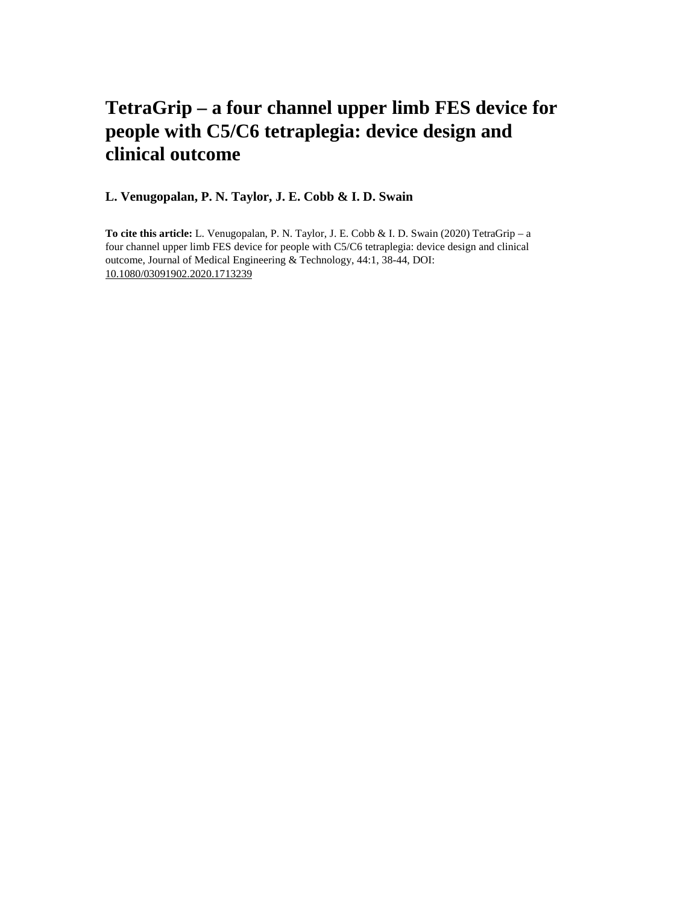# TetraGrip – a four channel upper limb FES device for people with C5/C6 tetraplegia: device design and clinical outcome

**L. Venugopalan, P. N. Taylor, J. E. Cobb & I. D. Swain**

**To cite this article:** L. Venugopalan, P. N. Taylor, J. E. Cobb & I. D. Swain (2020) TetraGrip – a four channel upper limb FES device for people with C5/C6 tetraplegia: device design and clinical outcome, Journal of Medical Engineering & Technology, 44:1, 38-44, DOI: 10.1080/03091902.2020.1713239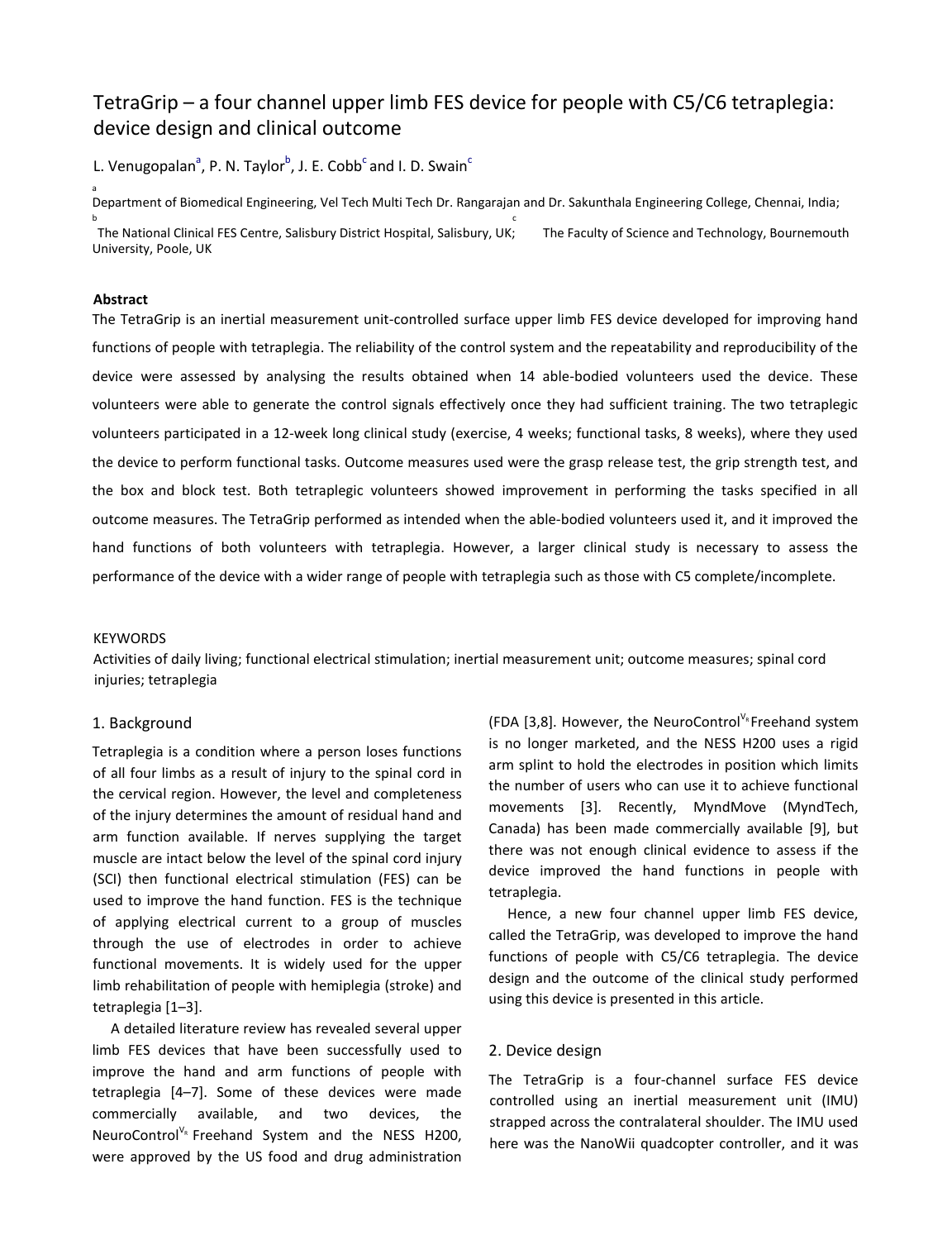# TetraGrip – a four channel upper limb FES device for people with C5/C6 tetraplegia: device design and clinical outcome

L. Venugopalan[a], P. N. Taylor[b], J. E. Cobb[c] and I. D. Swain[c]

[a] Department of Biomedical Engineering, Vel Tech Multi Tech Dr. Rangarajan and Dr. Sakunthala Engineering College, Chennai, India; [b] The National Clinical FES Centre, Salisbury District Hospital, Salisbury, UK; [c] The Faculty of Science and Technology, Bournemouth University, Poole, UK

**Abstract**

The TetraGrip is an inertial measurement unit-controlled surface upper limb FES device developed for improving hand functions of people with tetraplegia. The reliability of the control system and the repeatability and reproducibility of the device were assessed by analysing the results obtained when 14 able-bodied volunteers used the device. These volunteers were able to generate the control signals effectively once they had sufficient training. The two tetraplegic volunteers participated in a 12-week long clinical study (exercise, 4 weeks; functional tasks, 8 weeks), where they used the device to perform functional tasks. Outcome measures used were the grasp release test, the grip strength test, and the box and block test. Both tetraplegic volunteers showed improvement in performing the tasks specified in all outcome measures. The TetraGrip performed as intended when the able-bodied volunteers used it, and it improved the hand functions of both volunteers with tetraplegia. However, a larger clinical study is necessary to assess the performance of the device with a wider range of people with tetraplegia such as those with C5 complete/incomplete.

KEYWORDS

Activities of daily living; functional electrical stimulation; inertial measurement unit; outcome measures; spinal cord injuries; tetraplegia

## 1. Background

Tetraplegia is a condition where a person loses functions of all four limbs as a result of injury to the spinal cord in the cervical region. However, the level and completeness of the injury determines the amount of residual hand and arm function available. If nerves supplying the target muscle are intact below the level of the spinal cord injury (SCI) then functional electrical stimulation (FES) can be used to improve the hand function. FES is the technique of applying electrical current to a group of muscles through the use of electrodes in order to achieve functional movements. It is widely used for the upper limb rehabilitation of people with hemiplegia (stroke) and tetraplegia [1–3].

A detailed literature review has revealed several upper limb FES devices that have been successfully used to improve the hand and arm functions of people with tetraplegia [4–7]. Some of these devices were made commercially available, and two devices, the NeuroControl® Freehand System and the NESS H200, were approved by the US food and drug administration (FDA [3,8]. However, the NeuroControl® Freehand system is no longer marketed, and the NESS H200 uses a rigid arm splint to hold the electrodes in position which limits the number of users who can use it to achieve functional movements [3]. Recently, MyndMove (MyndTech, Canada) has been made commercially available [9], but there was not enough clinical evidence to assess if the device improved the hand functions in people with tetraplegia.

Hence, a new four channel upper limb FES device, called the TetraGrip, was developed to improve the hand functions of people with C5/C6 tetraplegia. The device design and the outcome of the clinical study performed using this device is presented in this article.

## 2. Device design

The TetraGrip is a four-channel surface FES device controlled using an inertial measurement unit (IMU) strapped across the contralateral shoulder. The IMU used here was the NanoWii quadcopter controller, and it was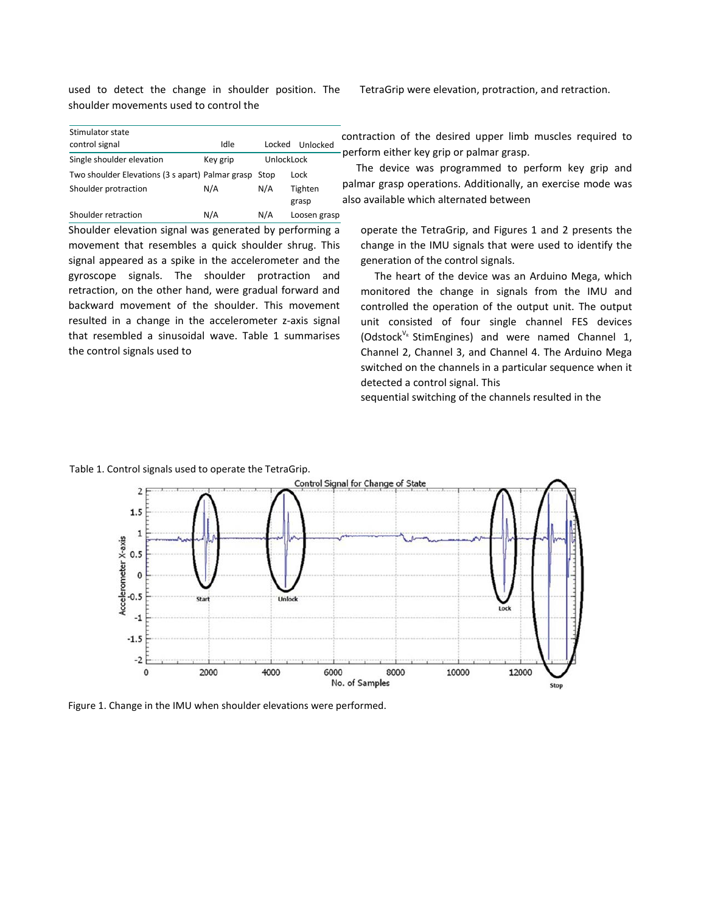used to detect the change in shoulder position. The shoulder movements used to control the TetraGrip were elevation, protraction, and retraction.

Shoulder elevation signal was generated by performing a movement that resembles a quick shoulder shrug. This signal appeared as a spike in the accelerometer and the gyroscope signals. The shoulder protraction and retraction, on the other hand, were gradual forward and backward movement of the shoulder. This movement resulted in a change in the accelerometer z-axis signal that resembled a sinusoidal wave. Table 1 summarises the control signals used to operate the TetraGrip, and Figures 1 and 2 presents the change in the IMU signals that were used to identify the generation of the control signals.

The heart of the device was an Arduino Mega, which monitored the change in signals from the IMU and controlled the operation of the output unit. The output unit consisted of four single channel FES devices (Odstock[VR] StimEngines) and were named Channel 1, Channel 2, Channel 3, and Channel 4. The Arduino Mega switched on the channels in a particular sequence when it detected a control signal. This sequential switching of the channels resulted in the contraction of the desired upper limb muscles required to perform either key grip or palmar grasp.

The device was programmed to perform key grip and palmar grasp operations. Additionally, an exercise mode was also available which alternated between

| Stimulator state control signal | Idle | Locked | Unlocked |
|---|---|---|---|
| Single shoulder elevation | Key grip | Unlock | Lock |
| Two shoulder Elevations (3 s apart) | Palmar grasp | Stop | Lock |
| Shoulder protraction | N/A | N/A | Tighten grasp |
| Shoulder retraction | N/A | N/A | Loosen grasp |

Table 1. Control signals used to operate the TetraGrip.

Figure 1. Change in the IMU when shoulder elevations were performed.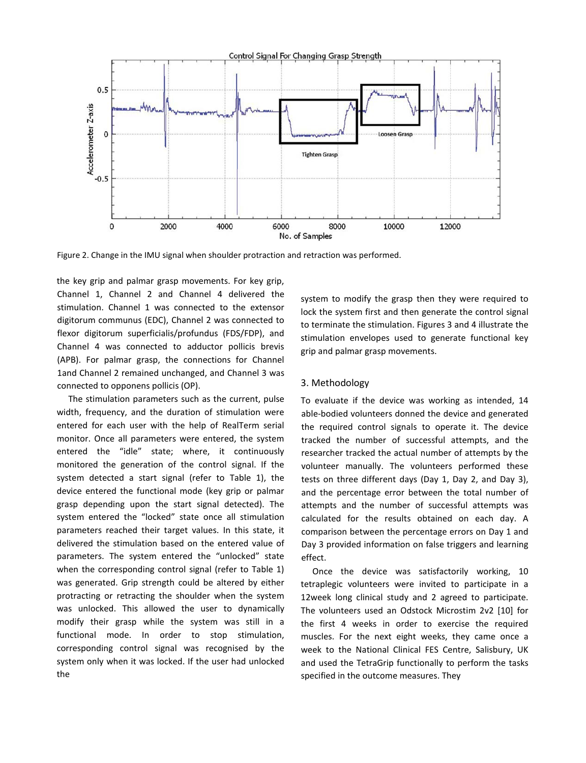Figure 2. Change in the IMU signal when shoulder protraction and retraction was performed.

the key grip and palmar grasp movements. For key grip, Channel 1, Channel 2 and Channel 4 delivered the stimulation. Channel 1 was connected to the extensor digitorum communus (EDC), Channel 2 was connected to flexor digitorum superficialis/profundus (FDS/FDP), and Channel 4 was connected to adductor pollicis brevis (APB). For palmar grasp, the connections for Channel 1and Channel 2 remained unchanged, and Channel 3 was connected to opponens pollicis (OP).

The stimulation parameters such as the current, pulse width, frequency, and the duration of stimulation were entered for each user with the help of RealTerm serial monitor. Once all parameters were entered, the system entered the "idle" state; where, it continuously monitored the generation of the control signal. If the system detected a start signal (refer to Table 1), the device entered the functional mode (key grip or palmar grasp depending upon the start signal detected). The system entered the "locked" state once all stimulation parameters reached their target values. In this state, it delivered the stimulation based on the entered value of parameters. The system entered the "unlocked" state when the corresponding control signal (refer to Table 1) was generated. Grip strength could be altered by either protracting or retracting the shoulder when the system was unlocked. This allowed the user to dynamically modify their grasp while the system was still in a functional mode. In order to stop stimulation, corresponding control signal was recognised by the system only when it was locked. If the user had unlocked the system to modify the grasp then they were required to lock the system first and then generate the control signal to terminate the stimulation. Figures 3 and 4 illustrate the stimulation envelopes used to generate functional key grip and palmar grasp movements.

## 3. Methodology

To evaluate if the device was working as intended, 14 able-bodied volunteers donned the device and generated the required control signals to operate it. The device tracked the number of successful attempts, and the researcher tracked the actual number of attempts by the volunteer manually. The volunteers performed these tests on three different days (Day 1, Day 2, and Day 3), and the percentage error between the total number of attempts and the number of successful attempts was calculated for the results obtained on each day. A comparison between the percentage errors on Day 1 and Day 3 provided information on false triggers and learning effect.

Once the device was satisfactorily working, 10 tetraplegic volunteers were invited to participate in a 12week long clinical study and 2 agreed to participate. The volunteers used an Odstock Microstim 2v2 [10] for the first 4 weeks in order to exercise the required muscles. For the next eight weeks, they came once a week to the National Clinical FES Centre, Salisbury, UK and used the TetraGrip functionally to perform the tasks specified in the outcome measures. They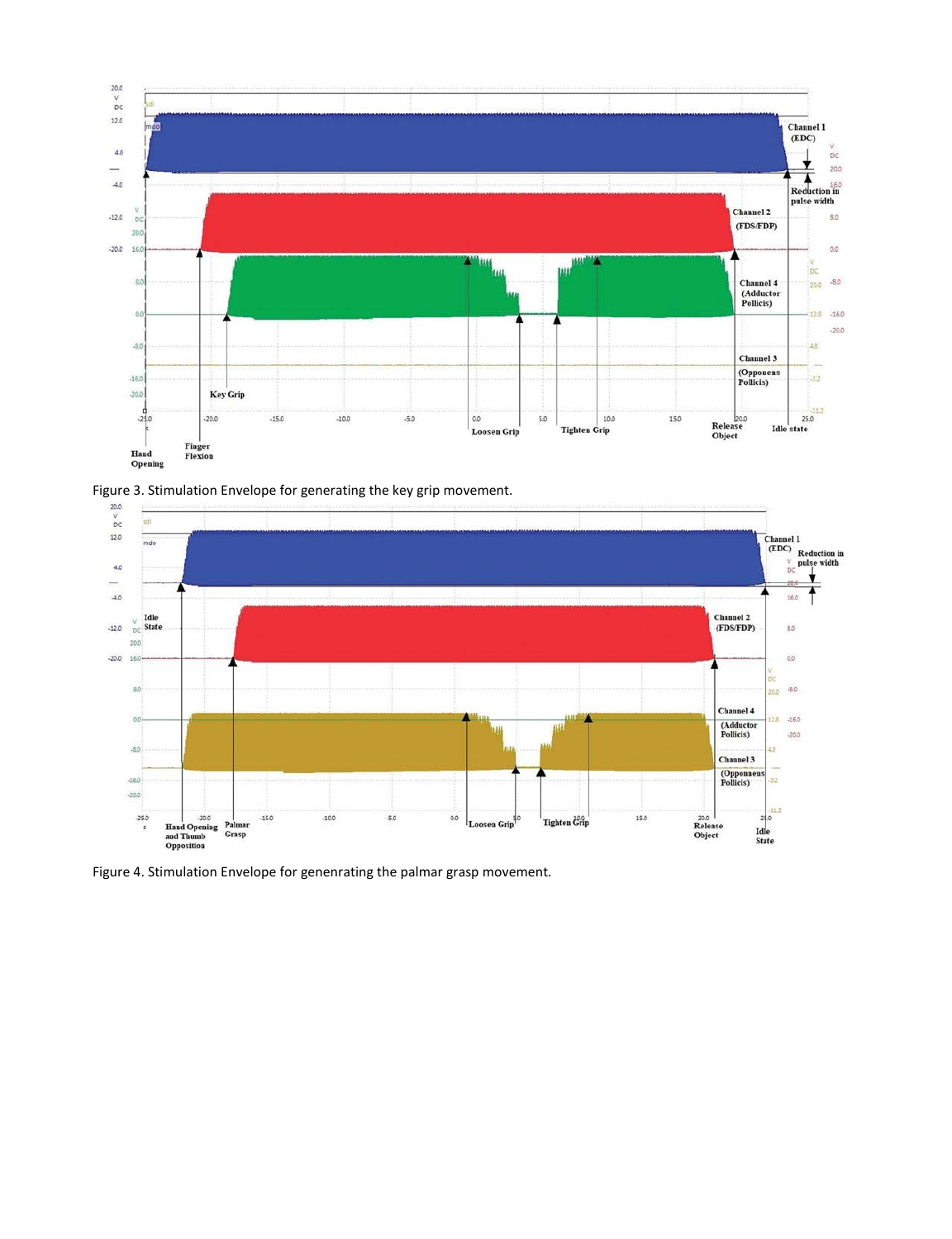Figure 3. Stimulation Envelope for generating the key grip movement.

Figure 4. Stimulation Envelope for genenrating the palmar grasp movement.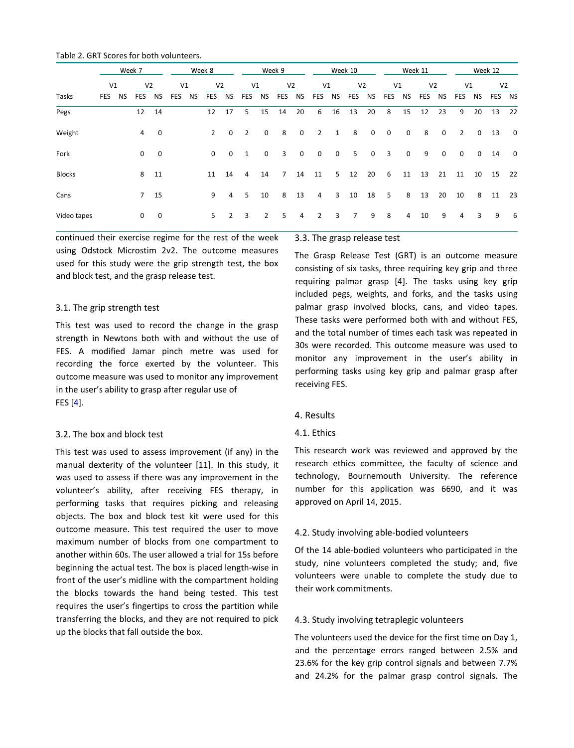Table 2. GRT Scores for both volunteers.

| | Week 7 | | | | Week 8 | | | | Week 9 | | | | Week 10 | | | | Week 11 | | | | Week 12 | | | |
|---|---|---|---|---|---|---|---|---|---|---|---|---|---|---|---|---|---|---|---|---|---|---|---|---|
| | V1 | | V2 | | V1 | | V2 | | V1 | | V2 | | V1 | | V2 | | V1 | | V2 | | V1 | | V2 | |
| Tasks | FES | NS | FES | NS | FES | NS | FES | NS | FES | NS | FES | NS | FES | NS | FES | NS | FES | NS | FES | NS | FES | NS | FES | NS |
| Pegs | | | 12 | 14 | | | 12 | 17 | 5 | 15 | 14 | 20 | 6 | 16 | 13 | 20 | 8 | 15 | 12 | 23 | 9 | 20 | 13 | 22 |
| Weight | | | 4 | 0 | | | 2 | 0 | 2 | 0 | 8 | 0 | 2 | 1 | 8 | 0 | 0 | 0 | 8 | 0 | 2 | 0 | 13 | 0 |
| Fork | | | 0 | 0 | | | 0 | 0 | 1 | 0 | 3 | 0 | 0 | 0 | 5 | 0 | 3 | 0 | 9 | 0 | 0 | 0 | 14 | 0 |
| Blocks | | | 8 | 11 | | | 11 | 14 | 4 | 14 | 7 | 14 | 11 | 5 | 12 | 20 | 6 | 11 | 13 | 21 | 11 | 10 | 15 | 22 |
| Cans | | | 7 | 15 | | | 9 | 4 | 5 | 10 | 8 | 13 | 4 | 3 | 10 | 18 | 5 | 8 | 13 | 20 | 10 | 8 | 11 | 23 |
| Video tapes | | | 0 | 0 | | | 5 | 2 | 3 | 2 | 5 | 4 | 2 | 3 | 7 | 9 | 8 | 4 | 10 | 9 | 4 | 3 | 9 | 6 |

continued their exercise regime for the rest of the week using Odstock Microstim 2v2. The outcome measures used for this study were the grip strength test, the box and block test, and the grasp release test.

### 3.1. The grip strength test

This test was used to record the change in the grasp strength in Newtons both with and without the use of FES. A modified Jamar pinch metre was used for recording the force exerted by the volunteer. This outcome measure was used to monitor any improvement in the user's ability to grasp after regular use of FES [4].

### 3.2. The box and block test

This test was used to assess improvement (if any) in the manual dexterity of the volunteer [11]. In this study, it was used to assess if there was any improvement in the volunteer's ability, after receiving FES therapy, in performing tasks that requires picking and releasing objects. The box and block test kit were used for this outcome measure. This test required the user to move maximum number of blocks from one compartment to another within 60s. The user allowed a trial for 15s before beginning the actual test. The box is placed length-wise in front of the user's midline with the compartment holding the blocks towards the hand being tested. This test requires the user's fingertips to cross the partition while transferring the blocks, and they are not required to pick up the blocks that fall outside the box.

### 3.3. The grasp release test

The Grasp Release Test (GRT) is an outcome measure consisting of six tasks, three requiring key grip and three requiring palmar grasp [4]. The tasks using key grip included pegs, weights, and forks, and the tasks using palmar grasp involved blocks, cans, and video tapes. These tasks were performed both with and without FES, and the total number of times each task was repeated in 30s were recorded. This outcome measure was used to monitor any improvement in the user's ability in performing tasks using key grip and palmar grasp after receiving FES.

## 4. Results

### 4.1. Ethics

This research work was reviewed and approved by the research ethics committee, the faculty of science and technology, Bournemouth University. The reference number for this application was 6690, and it was approved on April 14, 2015.

### 4.2. Study involving able-bodied volunteers

Of the 14 able-bodied volunteers who participated in the study, nine volunteers completed the study; and, five volunteers were unable to complete the study due to their work commitments.

### 4.3. Study involving tetraplegic volunteers

The volunteers used the device for the first time on Day 1, and the percentage errors ranged between 2.5% and 23.6% for the key grip control signals and between 7.7% and 24.2% for the palmar grasp control signals. The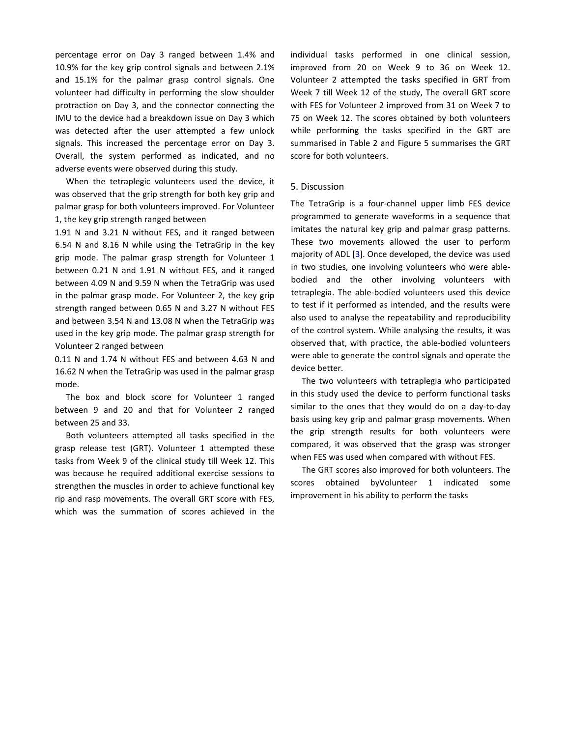percentage error on Day 3 ranged between 1.4% and 10.9% for the key grip control signals and between 2.1% and 15.1% for the palmar grasp control signals. One volunteer had difficulty in performing the slow shoulder protraction on Day 3, and the connector connecting the IMU to the device had a breakdown issue on Day 3 which was detected after the user attempted a few unlock signals. This increased the percentage error on Day 3. Overall, the system performed as indicated, and no adverse events were observed during this study.

When the tetraplegic volunteers used the device, it was observed that the grip strength for both key grip and palmar grasp for both volunteers improved. For Volunteer 1, the key grip strength ranged between 1.91 N and 3.21 N without FES, and it ranged between 6.54 N and 8.16 N while using the TetraGrip in the key grip mode. The palmar grasp strength for Volunteer 1 between 0.21 N and 1.91 N without FES, and it ranged between 4.09 N and 9.59 N when the TetraGrip was used in the palmar grasp mode. For Volunteer 2, the key grip strength ranged between 0.65 N and 3.27 N without FES and between 3.54 N and 13.08 N when the TetraGrip was used in the key grip mode. The palmar grasp strength for Volunteer 2 ranged between 0.11 N and 1.74 N without FES and between 4.63 N and 16.62 N when the TetraGrip was used in the palmar grasp mode.

The box and block score for Volunteer 1 ranged between 9 and 20 and that for Volunteer 2 ranged between 25 and 33.

Both volunteers attempted all tasks specified in the grasp release test (GRT). Volunteer 1 attempted these tasks from Week 9 of the clinical study till Week 12. This was because he required additional exercise sessions to strengthen the muscles in order to achieve functional key rip and rasp movements. The overall GRT score with FES, which was the summation of scores achieved in the individual tasks performed in one clinical session, improved from 20 on Week 9 to 36 on Week 12. Volunteer 2 attempted the tasks specified in GRT from Week 7 till Week 12 of the study, The overall GRT score with FES for Volunteer 2 improved from 31 on Week 7 to 75 on Week 12. The scores obtained by both volunteers while performing the tasks specified in the GRT are summarised in Table 2 and Figure 5 summarises the GRT score for both volunteers.

## 5. Discussion

The TetraGrip is a four-channel upper limb FES device programmed to generate waveforms in a sequence that imitates the natural key grip and palmar grasp patterns. These two movements allowed the user to perform majority of ADL [3]. Once developed, the device was used in two studies, one involving volunteers who were able-bodied and the other involving volunteers with tetraplegia. The able-bodied volunteers used this device to test if it performed as intended, and the results were also used to analyse the repeatability and reproducibility of the control system. While analysing the results, it was observed that, with practice, the able-bodied volunteers were able to generate the control signals and operate the device better.

The two volunteers with tetraplegia who participated in this study used the device to perform functional tasks similar to the ones that they would do on a day-to-day basis using key grip and palmar grasp movements. When the grip strength results for both volunteers were compared, it was observed that the grasp was stronger when FES was used when compared with without FES.

The GRT scores also improved for both volunteers. The scores obtained byVolunteer 1 indicated some improvement in his ability to perform the tasks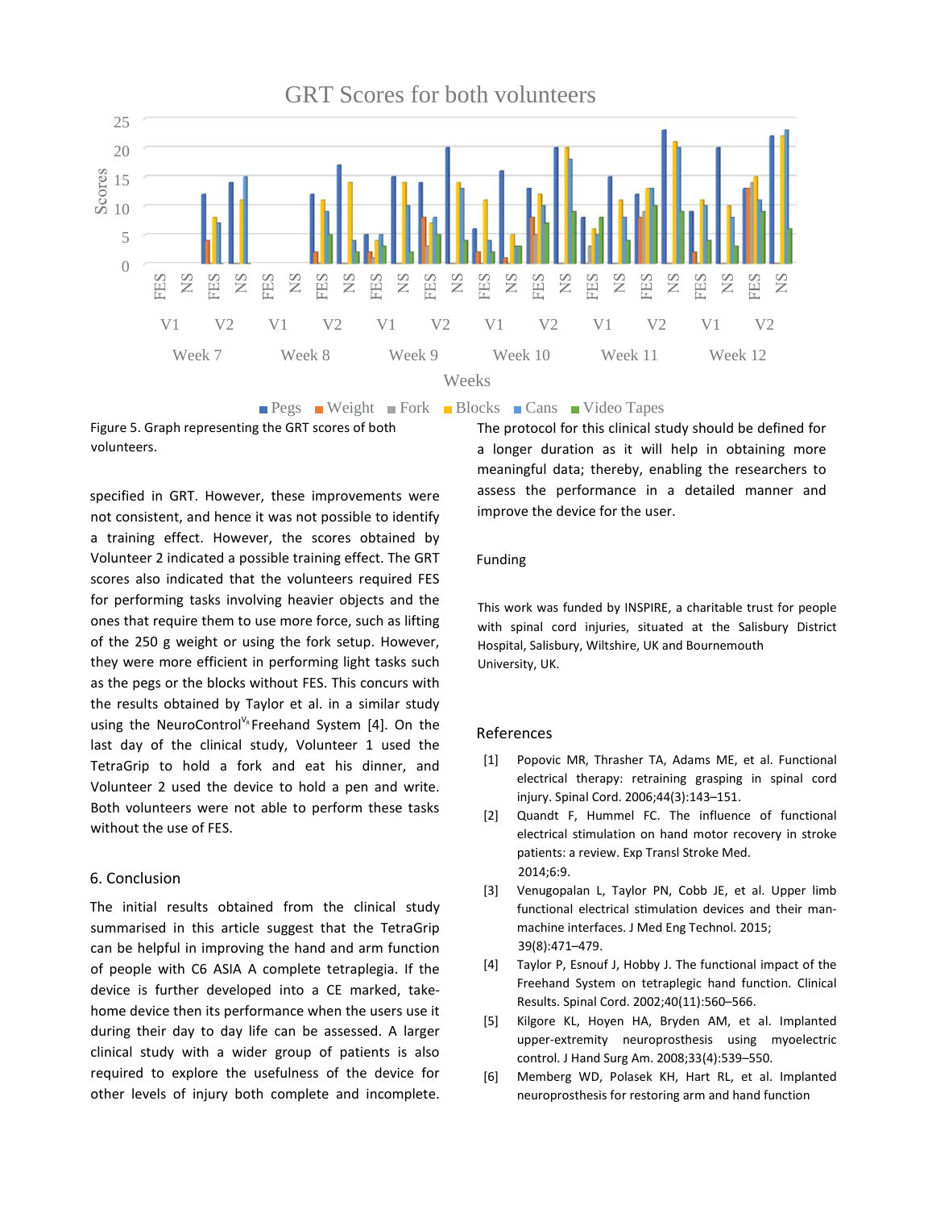Figure 5. Graph representing the GRT scores of both volunteers.

specified in GRT. However, these improvements were not consistent, and hence it was not possible to identify a training effect. However, the scores obtained by Volunteer 2 indicated a possible training effect. The GRT scores also indicated that the volunteers required FES for performing tasks involving heavier objects and the ones that require them to use more force, such as lifting of the 250 g weight or using the fork setup. However, they were more efficient in performing light tasks such as the pegs or the blocks without FES. This concurs with the results obtained by Taylor et al. in a similar study using the NeuroControl Freehand System [4]. On the last day of the clinical study, Volunteer 1 used the TetraGrip to hold a fork and eat his dinner, and Volunteer 2 used the device to hold a pen and write. Both volunteers were not able to perform these tasks without the use of FES.

## 6. Conclusion

The initial results obtained from the clinical study summarised in this article suggest that the TetraGrip can be helpful in improving the hand and arm function of people with C6 ASIA A complete tetraplegia. If the device is further developed into a CE marked, take-home device then its performance when the users use it during their day to day life can be assessed. A larger clinical study with a wider group of patients is also required to explore the usefulness of the device for other levels of injury both complete and incomplete. The protocol for this clinical study should be defined for a longer duration as it will help in obtaining more meaningful data; thereby, enabling the researchers to assess the performance in a detailed manner and improve the device for the user.

## Funding

This work was funded by INSPIRE, a charitable trust for people with spinal cord injuries, situated at the Salisbury District Hospital, Salisbury, Wiltshire, UK and Bournemouth University, UK.

## References

[1] Popovic MR, Thrasher TA, Adams ME, et al. Functional electrical therapy: retraining grasping in spinal cord injury. Spinal Cord. 2006;44(3):143–151.

[2] Quandt F, Hummel FC. The influence of functional electrical stimulation on hand motor recovery in stroke patients: a review. Exp Transl Stroke Med. 2014;6:9.

[3] Venugopalan L, Taylor PN, Cobb JE, et al. Upper limb functional electrical stimulation devices and their man-machine interfaces. J Med Eng Technol. 2015; 39(8):471–479.

[4] Taylor P, Esnouf J, Hobby J. The functional impact of the Freehand System on tetraplegic hand function. Clinical Results. Spinal Cord. 2002;40(11):560–566.

[5] Kilgore KL, Hoyen HA, Bryden AM, et al. Implanted upper-extremity neuroprosthesis using myoelectric control. J Hand Surg Am. 2008;33(4):539–550.

[6] Memberg WD, Polasek KH, Hart RL, et al. Implanted neuroprosthesis for restoring arm and hand function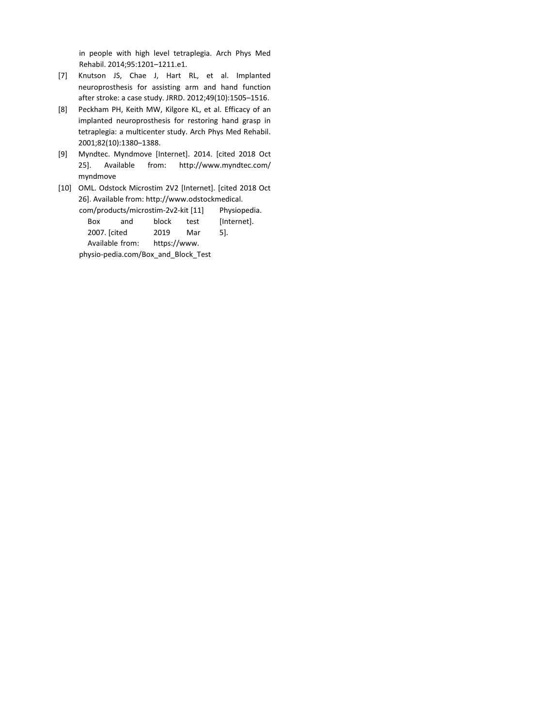in people with high level tetraplegia. Arch Phys Med Rehabil. 2014;95:1201–1211.e1.

[7] Knutson JS, Chae J, Hart RL, et al. Implanted neuroprosthesis for assisting arm and hand function after stroke: a case study. JRRD. 2012;49(10):1505–1516.

[8] Peckham PH, Keith MW, Kilgore KL, et al. Efficacy of an implanted neuroprosthesis for restoring hand grasp in tetraplegia: a multicenter study. Arch Phys Med Rehabil. 2001;82(10):1380–1388.

[9] Myndtec. Myndmove [Internet]. 2014. [cited 2018 Oct 25]. Available from: http://www.myndtec.com/myndmove

[10] OML. Odstock Microstim 2V2 [Internet]. [cited 2018 Oct 26]. Available from: http://www.odstockmedical.com/products/microstim-2v2-kit

[11] Physiopedia. Box and block test [Internet]. 2007. [cited 2019 Mar 5]. Available from: https://www.physio-pedia.com/Box_and_Block_Test